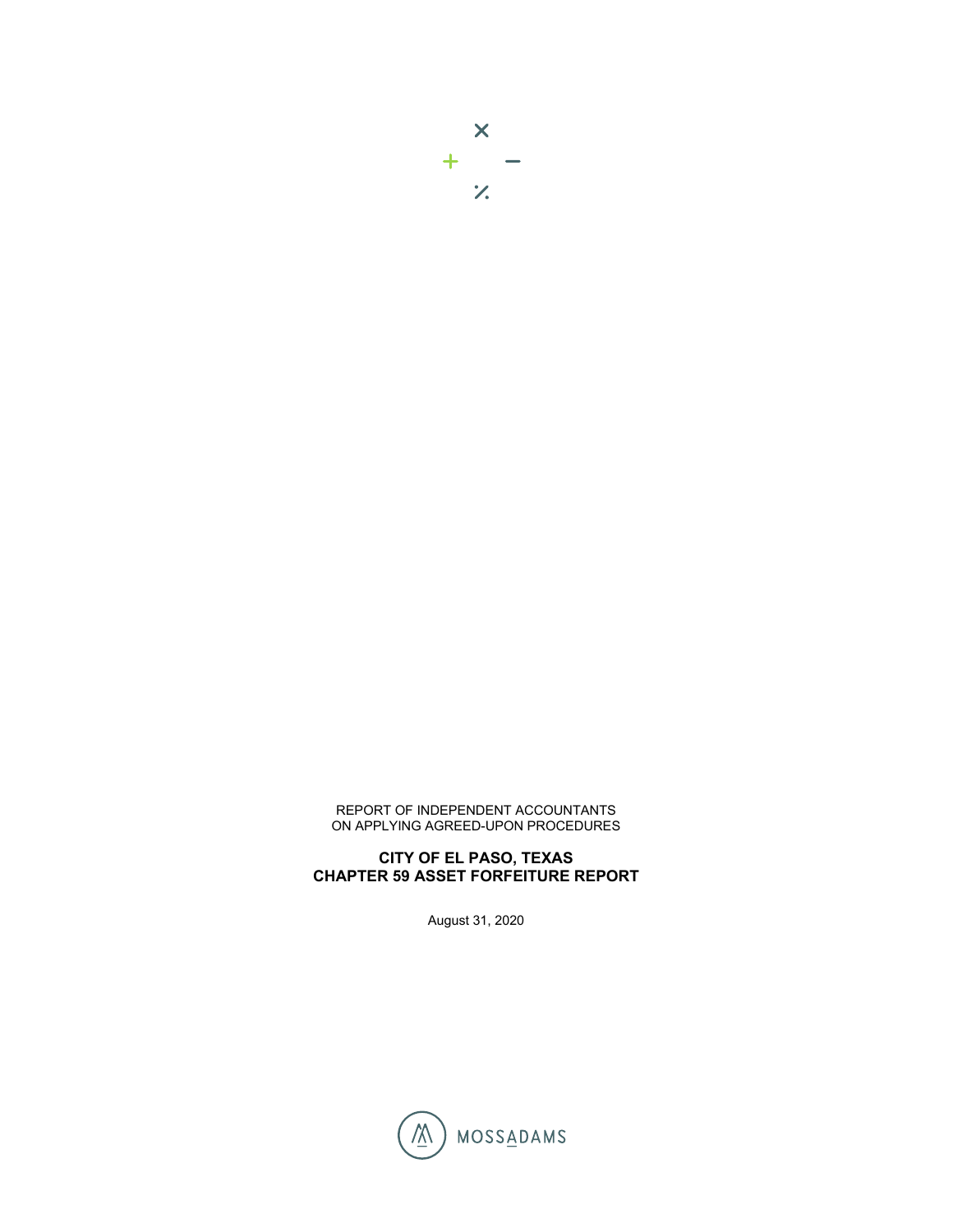REPORT OF INDEPENDENT ACCOUNTANTS
ON APPLYING AGREED-UPON PROCEDURES

**CITY OF EL PASO, TEXAS**
**CHAPTER 59 ASSET FORFEITURE REPORT**

August 31, 2020

MOSSADAMS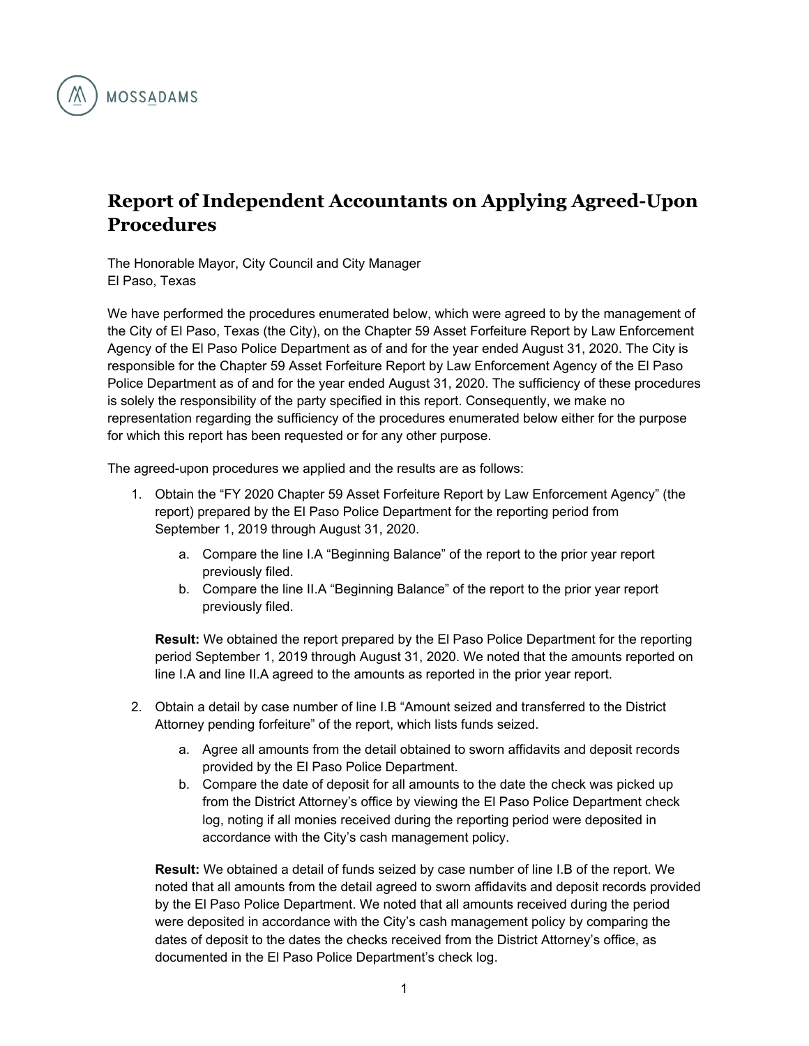MOSSADAMS

# Report of Independent Accountants on Applying Agreed-Upon Procedures

The Honorable Mayor, City Council and City Manager
El Paso, Texas

We have performed the procedures enumerated below, which were agreed to by the management of the City of El Paso, Texas (the City), on the Chapter 59 Asset Forfeiture Report by Law Enforcement Agency of the El Paso Police Department as of and for the year ended August 31, 2020. The City is responsible for the Chapter 59 Asset Forfeiture Report by Law Enforcement Agency of the El Paso Police Department as of and for the year ended August 31, 2020. The sufficiency of these procedures is solely the responsibility of the party specified in this report. Consequently, we make no representation regarding the sufficiency of the procedures enumerated below either for the purpose for which this report has been requested or for any other purpose.

The agreed-upon procedures we applied and the results are as follows:

1. Obtain the "FY 2020 Chapter 59 Asset Forfeiture Report by Law Enforcement Agency" (the report) prepared by the El Paso Police Department for the reporting period from September 1, 2019 through August 31, 2020.
   a. Compare the line I.A "Beginning Balance" of the report to the prior year report previously filed.
   b. Compare the line II.A "Beginning Balance" of the report to the prior year report previously filed.

   **Result:** We obtained the report prepared by the El Paso Police Department for the reporting period September 1, 2019 through August 31, 2020. We noted that the amounts reported on line I.A and line II.A agreed to the amounts as reported in the prior year report.

2. Obtain a detail by case number of line I.B "Amount seized and transferred to the District Attorney pending forfeiture" of the report, which lists funds seized.
   a. Agree all amounts from the detail obtained to sworn affidavits and deposit records provided by the El Paso Police Department.
   b. Compare the date of deposit for all amounts to the date the check was picked up from the District Attorney's office by viewing the El Paso Police Department check log, noting if all monies received during the reporting period were deposited in accordance with the City's cash management policy.

   **Result:** We obtained a detail of funds seized by case number of line I.B of the report. We noted that all amounts from the detail agreed to sworn affidavits and deposit records provided by the El Paso Police Department. We noted that all amounts received during the period were deposited in accordance with the City's cash management policy by comparing the dates of deposit to the dates the checks received from the District Attorney's office, as documented in the El Paso Police Department's check log.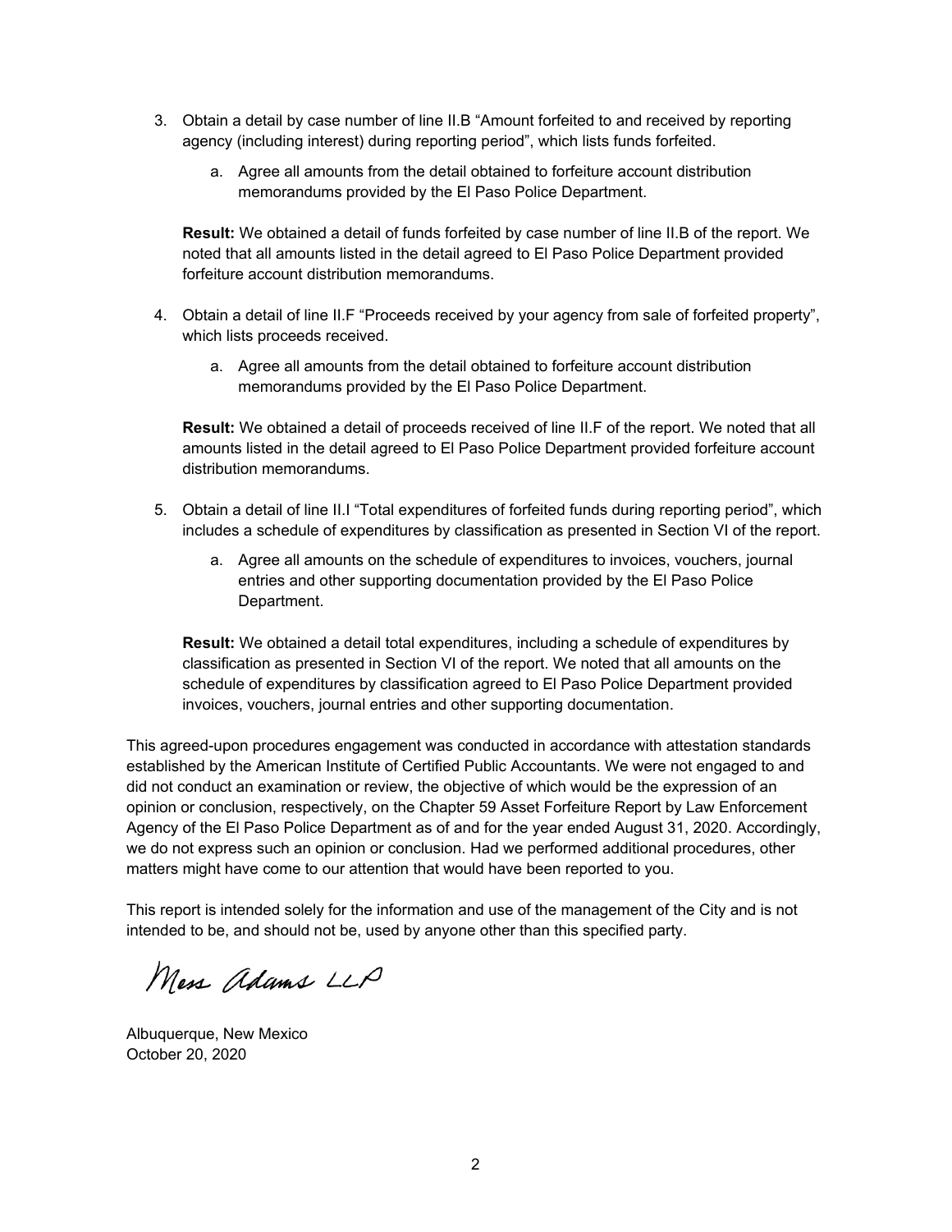3. Obtain a detail by case number of line II.B "Amount forfeited to and received by reporting agency (including interest) during reporting period", which lists funds forfeited.

    a. Agree all amounts from the detail obtained to forfeiture account distribution memorandums provided by the El Paso Police Department.

    **Result:** We obtained a detail of funds forfeited by case number of line II.B of the report. We noted that all amounts listed in the detail agreed to El Paso Police Department provided forfeiture account distribution memorandums.

4. Obtain a detail of line II.F "Proceeds received by your agency from sale of forfeited property", which lists proceeds received.

    a. Agree all amounts from the detail obtained to forfeiture account distribution memorandums provided by the El Paso Police Department.

    **Result:** We obtained a detail of proceeds received of line II.F of the report. We noted that all amounts listed in the detail agreed to El Paso Police Department provided forfeiture account distribution memorandums.

5. Obtain a detail of line II.I "Total expenditures of forfeited funds during reporting period", which includes a schedule of expenditures by classification as presented in Section VI of the report.

    a. Agree all amounts on the schedule of expenditures to invoices, vouchers, journal entries and other supporting documentation provided by the El Paso Police Department.

    **Result:** We obtained a detail total expenditures, including a schedule of expenditures by classification as presented in Section VI of the report. We noted that all amounts on the schedule of expenditures by classification agreed to El Paso Police Department provided invoices, vouchers, journal entries and other supporting documentation.

This agreed-upon procedures engagement was conducted in accordance with attestation standards established by the American Institute of Certified Public Accountants. We were not engaged to and did not conduct an examination or review, the objective of which would be the expression of an opinion or conclusion, respectively, on the Chapter 59 Asset Forfeiture Report by Law Enforcement Agency of the El Paso Police Department as of and for the year ended August 31, 2020. Accordingly, we do not express such an opinion or conclusion. Had we performed additional procedures, other matters might have come to our attention that would have been reported to you.

This report is intended solely for the information and use of the management of the City and is not intended to be, and should not be, used by anyone other than this specified party.

Moss Adams LLP

Albuquerque, New Mexico
October 20, 2020